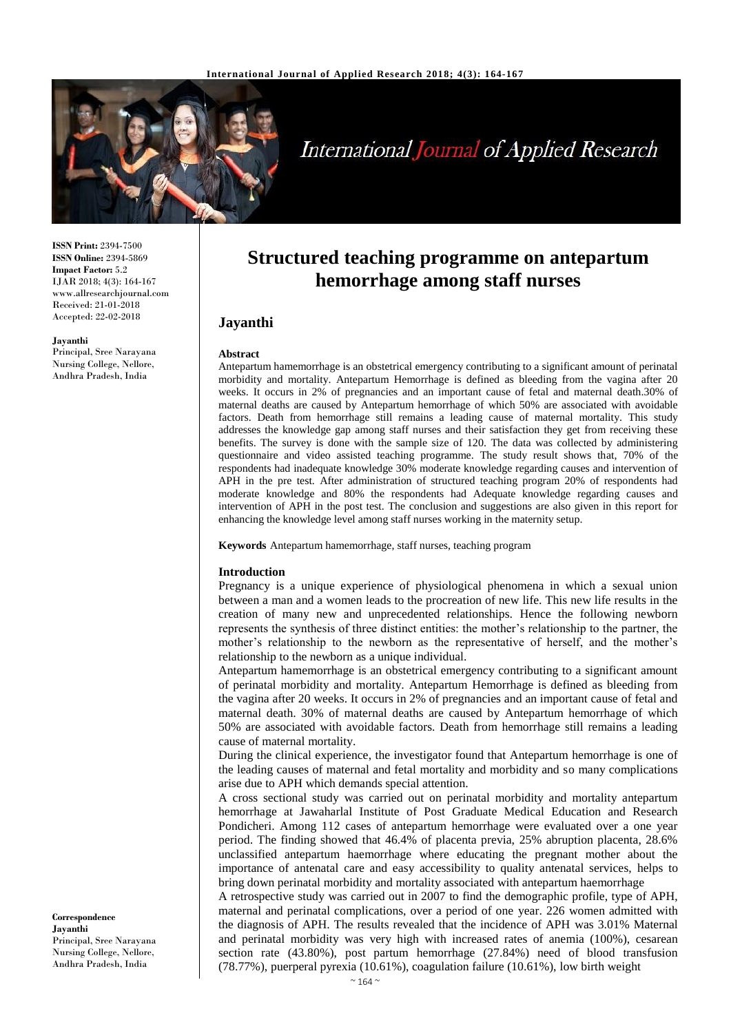**ISSN Print:** 2394-7500
**ISSN Online:** 2394-5869
**Impact Factor:** 5.2
IJAR 2018; 4(3): 164-167
www.allresearchjournal.com
Received: 21-01-2018
Accepted: 22-02-2018

**Jayanthi**
Principal, Sree Narayana Nursing College, Nellore, Andhra Pradesh, India

**Correspondence**
**Jayanthi**
Principal, Sree Narayana Nursing College, Nellore, Andhra Pradesh, India

# Structured teaching programme on antepartum hemorrhage among staff nurses

## Jayanthi

### Abstract

Antepartum hamemorrhage is an obstetrical emergency contributing to a significant amount of perinatal morbidity and mortality. Antepartum Hemorrhage is defined as bleeding from the vagina after 20 weeks. It occurs in 2% of pregnancies and an important cause of fetal and maternal death.30% of maternal deaths are caused by Antepartum hemorrhage of which 50% are associated with avoidable factors. Death from hemorrhage still remains a leading cause of maternal mortality. This study addresses the knowledge gap among staff nurses and their satisfaction they get from receiving these benefits. The survey is done with the sample size of 120. The data was collected by administering questionnaire and video assisted teaching programme. The study result shows that, 70% of the respondents had inadequate knowledge 30% moderate knowledge regarding causes and intervention of APH in the pre test. After administration of structured teaching program 20% of respondents had moderate knowledge and 80% the respondents had Adequate knowledge regarding causes and intervention of APH in the post test. The conclusion and suggestions are also given in this report for enhancing the knowledge level among staff nurses working in the maternity setup.

**Keywords** Antepartum hamemorrhage, staff nurses, teaching program

### Introduction

Pregnancy is a unique experience of physiological phenomena in which a sexual union between a man and a women leads to the procreation of new life. This new life results in the creation of many new and unprecedented relationships. Hence the following newborn represents the synthesis of three distinct entities: the mother's relationship to the partner, the mother's relationship to the newborn as the representative of herself, and the mother's relationship to the newborn as a unique individual.

Antepartum hamemorrhage is an obstetrical emergency contributing to a significant amount of perinatal morbidity and mortality. Antepartum Hemorrhage is defined as bleeding from the vagina after 20 weeks. It occurs in 2% of pregnancies and an important cause of fetal and maternal death. 30% of maternal deaths are caused by Antepartum hemorrhage of which 50% are associated with avoidable factors. Death from hemorrhage still remains a leading cause of maternal mortality.

During the clinical experience, the investigator found that Antepartum hemorrhage is one of the leading causes of maternal and fetal mortality and morbidity and so many complications arise due to APH which demands special attention.

A cross sectional study was carried out on perinatal morbidity and mortality antepartum hemorrhage at Jawaharlal Institute of Post Graduate Medical Education and Research Pondicheri. Among 112 cases of antepartum hemorrhage were evaluated over a one year period. The finding showed that 46.4% of placenta previa, 25% abruption placenta, 28.6% unclassified antepartum haemorrhage where educating the pregnant mother about the importance of antenatal care and easy accessibility to quality antenatal services, helps to bring down perinatal morbidity and mortality associated with antepartum haemorrhage

A retrospective study was carried out in 2007 to find the demographic profile, type of APH, maternal and perinatal complications, over a period of one year. 226 women admitted with the diagnosis of APH. The results revealed that the incidence of APH was 3.01% Maternal and perinatal morbidity was very high with increased rates of anemia (100%), cesarean section rate (43.80%), post partum hemorrhage (27.84%) need of blood transfusion (78.77%), puerperal pyrexia (10.61%), coagulation failure (10.61%), low birth weight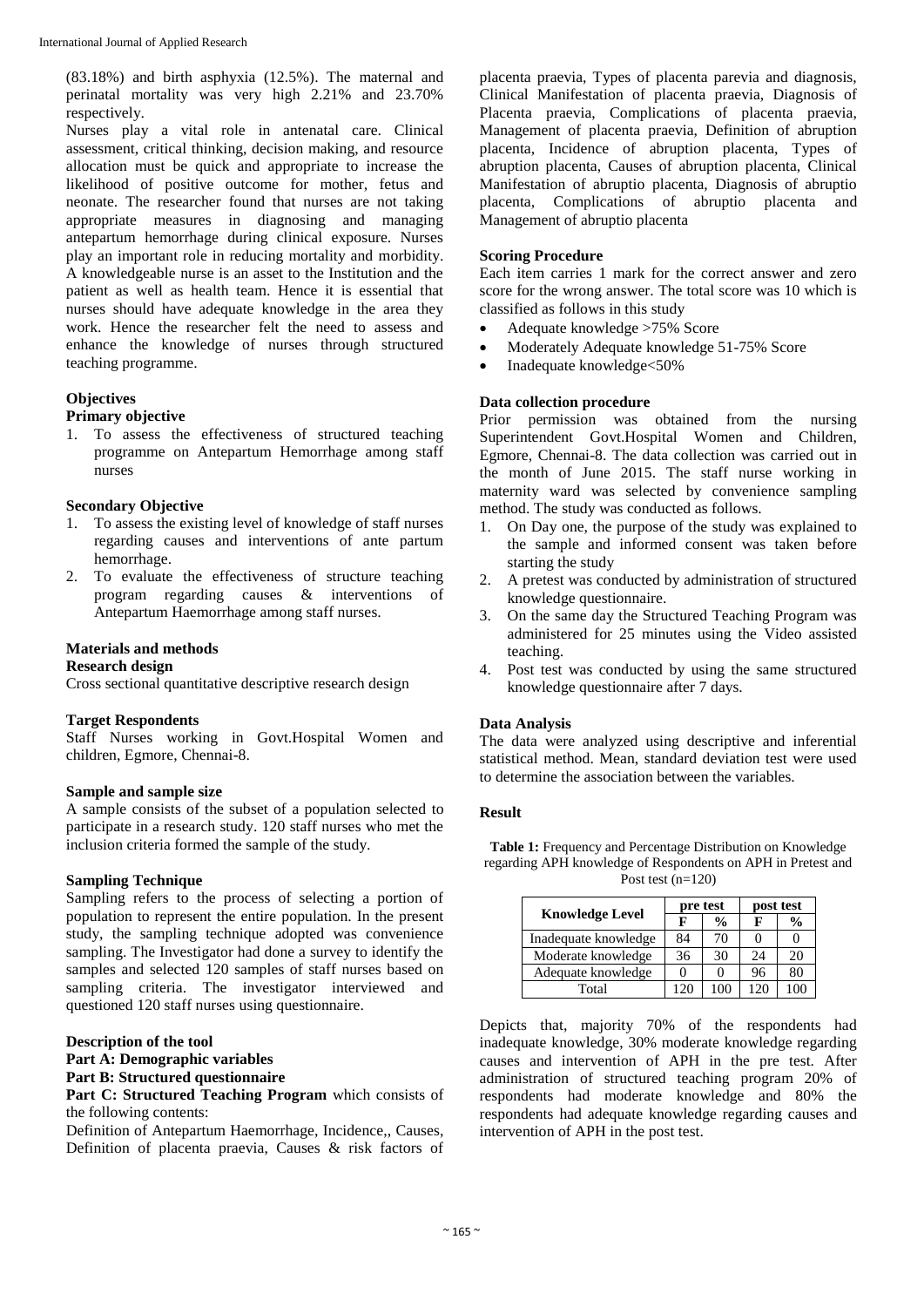(83.18%) and birth asphyxia (12.5%). The maternal and perinatal mortality was very high 2.21% and 23.70% respectively.

Nurses play a vital role in antenatal care. Clinical assessment, critical thinking, decision making, and resource allocation must be quick and appropriate to increase the likelihood of positive outcome for mother, fetus and neonate. The researcher found that nurses are not taking appropriate measures in diagnosing and managing antepartum hemorrhage during clinical exposure. Nurses play an important role in reducing mortality and morbidity. A knowledgeable nurse is an asset to the Institution and the patient as well as health team. Hence it is essential that nurses should have adequate knowledge in the area they work. Hence the researcher felt the need to assess and enhance the knowledge of nurses through structured teaching programme.

## Objectives

### Primary objective

1. To assess the effectiveness of structured teaching programme on Antepartum Hemorrhage among staff nurses

### Secondary Objective

1. To assess the existing level of knowledge of staff nurses regarding causes and interventions of ante partum hemorrhage.
2. To evaluate the effectiveness of structure teaching program regarding causes & interventions of Antepartum Haemorrhage among staff nurses.

## Materials and methods

### Research design

Cross sectional quantitative descriptive research design

### Target Respondents

Staff Nurses working in Govt.Hospital Women and children, Egmore, Chennai-8.

### Sample and sample size

A sample consists of the subset of a population selected to participate in a research study. 120 staff nurses who met the inclusion criteria formed the sample of the study.

### Sampling Technique

Sampling refers to the process of selecting a portion of population to represent the entire population. In the present study, the sampling technique adopted was convenience sampling. The Investigator had done a survey to identify the samples and selected 120 samples of staff nurses based on sampling criteria. The investigator interviewed and questioned 120 staff nurses using questionnaire.

### Description of the tool

**Part A: Demographic variables**

**Part B: Structured questionnaire**

**Part C: Structured Teaching Program** which consists of the following contents:

Definition of Antepartum Haemorrhage, Incidence,, Causes, Definition of placenta praevia, Causes & risk factors of placenta praevia, Types of placenta parevia and diagnosis, Clinical Manifestation of placenta praevia, Diagnosis of Placenta praevia, Complications of placenta praevia, Management of placenta praevia, Definition of abruption placenta, Incidence of abruption placenta, Types of abruption placenta, Causes of abruption placenta, Clinical Manifestation of abruptio placenta, Diagnosis of abruptio placenta, Complications of abruptio placenta and Management of abruptio placenta

### Scoring Procedure

Each item carries 1 mark for the correct answer and zero score for the wrong answer. The total score was 10 which is classified as follows in this study

- Adequate knowledge >75% Score
- Moderately Adequate knowledge 51-75% Score
- Inadequate knowledge<50%

### Data collection procedure

Prior permission was obtained from the nursing Superintendent Govt.Hospital Women and Children, Egmore, Chennai-8. The data collection was carried out in the month of June 2015. The staff nurse working in maternity ward was selected by convenience sampling method. The study was conducted as follows.

1. On Day one, the purpose of the study was explained to the sample and informed consent was taken before starting the study
2. A pretest was conducted by administration of structured knowledge questionnaire.
3. On the same day the Structured Teaching Program was administered for 25 minutes using the Video assisted teaching.
4. Post test was conducted by using the same structured knowledge questionnaire after 7 days.

### Data Analysis

The data were analyzed using descriptive and inferential statistical method. Mean, standard deviation test were used to determine the association between the variables.

## Result

**Table 1:** Frequency and Percentage Distribution on Knowledge regarding APH knowledge of Respondents on APH in Pretest and Post test (n=120)

| Knowledge Level | pre test | | post test | |
|---|---|---|---|---|
| | F | % | F | % |
| Inadequate knowledge | 84 | 70 | 0 | 0 |
| Moderate knowledge | 36 | 30 | 24 | 20 |
| Adequate knowledge | 0 | 0 | 96 | 80 |
| Total | 120 | 100 | 120 | 100 |

Depicts that, majority 70% of the respondents had inadequate knowledge, 30% moderate knowledge regarding causes and intervention of APH in the pre test. After administration of structured teaching program 20% of respondents had moderate knowledge and 80% the respondents had adequate knowledge regarding causes and intervention of APH in the post test.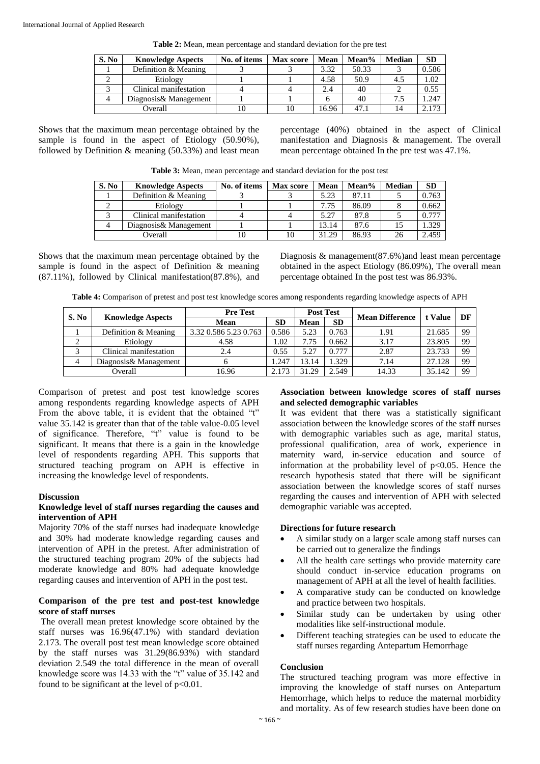**Table 2:** Mean, mean percentage and standard deviation for the pre test

| S. No | Knowledge Aspects | No. of items | Max score | Mean | Mean% | Median | SD |
|---|---|---|---|---|---|---|---|
| 1 | Definition & Meaning | 3 | 3 | 3.32 | 50.33 | 3 | 0.586 |
| 2 | Etiology | 1 | 1 | 4.58 | 50.9 | 4.5 | 1.02 |
| 3 | Clinical manifestation | 4 | 4 | 2.4 | 40 | 2 | 0.55 |
| 4 | Diagnosis& Management | 1 | 1 | 6 | 40 | 7.5 | 1.247 |
| Overall | | 10 | 10 | 16.96 | 47.1 | 14 | 2.173 |

Shows that the maximum mean percentage obtained by the sample is found in the aspect of Etiology (50.90%), followed by Definition & meaning (50.33%) and least mean percentage (40%) obtained in the aspect of Clinical manifestation and Diagnosis & management. The overall mean percentage obtained In the pre test was 47.1%.

**Table 3:** Mean, mean percentage and standard deviation for the post test

| S. No | Knowledge Aspects | No. of items | Max score | Mean | Mean% | Median | SD |
|---|---|---|---|---|---|---|---|
| 1 | Definition & Meaning | 3 | 3 | 5.23 | 87.11 | 5 | 0.763 |
| 2 | Etiology | 1 | 1 | 7.75 | 86.09 | 8 | 0.662 |
| 3 | Clinical manifestation | 4 | 4 | 5.27 | 87.8 | 5 | 0.777 |
| 4 | Diagnosis& Management | 1 | 1 | 13.14 | 87.6 | 15 | 1.329 |
| Overall | | 10 | 10 | 31.29 | 86.93 | 26 | 2.459 |

Shows that the maximum mean percentage obtained by the sample is found in the aspect of Definition & meaning (87.11%), followed by Clinical manifestation(87.8%), and Diagnosis & management(87.6%)and least mean percentage obtained in the aspect Etiology (86.09%), The overall mean percentage obtained In the post test was 86.93%.

**Table 4:** Comparison of pretest and post test knowledge scores among respondents regarding knowledge aspects of APH

| S. No | Knowledge Aspects | Pre Test | | Post Test | | Mean Difference | t Value | DF |
|---|---|---|---|---|---|---|---|---|
| | | Mean | SD | Mean | SD | | | |
| 1 | Definition & Meaning | 3.32 0.586 5.23 0.763 | 0.586 | 5.23 | 0.763 | 1.91 | 21.685 | 99 |
| 2 | Etiology | 4.58 | 1.02 | 7.75 | 0.662 | 3.17 | 23.805 | 99 |
| 3 | Clinical manifestation | 2.4 | 0.55 | 5.27 | 0.777 | 2.87 | 23.733 | 99 |
| 4 | Diagnosis& Management | 6 | 1.247 | 13.14 | 1.329 | 7.14 | 27.128 | 99 |
| Overall | | 16.96 | 2.173 | 31.29 | 2.549 | 14.33 | 35.142 | 99 |

Comparison of pretest and post test knowledge scores among respondents regarding knowledge aspects of APH From the above table, it is evident that the obtained "t" value 35.142 is greater than that of the table value-0.05 level of significance. Therefore, "t" value is found to be significant. It means that there is a gain in the knowledge level of respondents regarding APH. This supports that structured teaching program on APH is effective in increasing the knowledge level of respondents.

## Discussion

### Knowledge level of staff nurses regarding the causes and intervention of APH

Majority 70% of the staff nurses had inadequate knowledge and 30% had moderate knowledge regarding causes and intervention of APH in the pretest. After administration of the structured teaching program 20% of the subjects had moderate knowledge and 80% had adequate knowledge regarding causes and intervention of APH in the post test.

### Comparison of the pre test and post-test knowledge score of staff nurses

The overall mean pretest knowledge score obtained by the staff nurses was 16.96(47.1%) with standard deviation 2.173. The overall post test mean knowledge score obtained by the staff nurses was 31.29(86.93%) with standard deviation 2.549 the total difference in the mean of overall knowledge score was 14.33 with the "t" value of 35.142 and found to be significant at the level of $p<0.01$.

### Association between knowledge scores of staff nurses and selected demographic variables

It was evident that there was a statistically significant association between the knowledge scores of the staff nurses with demographic variables such as age, marital status, professional qualification, area of work, experience in maternity ward, in-service education and source of information at the probability level of $p<0.05$. Hence the research hypothesis stated that there will be significant association between the knowledge scores of staff nurses regarding the causes and intervention of APH with selected demographic variable was accepted.

### Directions for future research

- A similar study on a larger scale among staff nurses can be carried out to generalize the findings
- All the health care settings who provide maternity care should conduct in-service education programs on management of APH at all the level of health facilities.
- A comparative study can be conducted on knowledge and practice between two hospitals.
- Similar study can be undertaken by using other modalities like self-instructional module.
- Different teaching strategies can be used to educate the staff nurses regarding Antepartum Hemorrhage

## Conclusion

The structured teaching program was more effective in improving the knowledge of staff nurses on Antepartum Hemorrhage, which helps to reduce the maternal morbidity and mortality. As of few research studies have been done on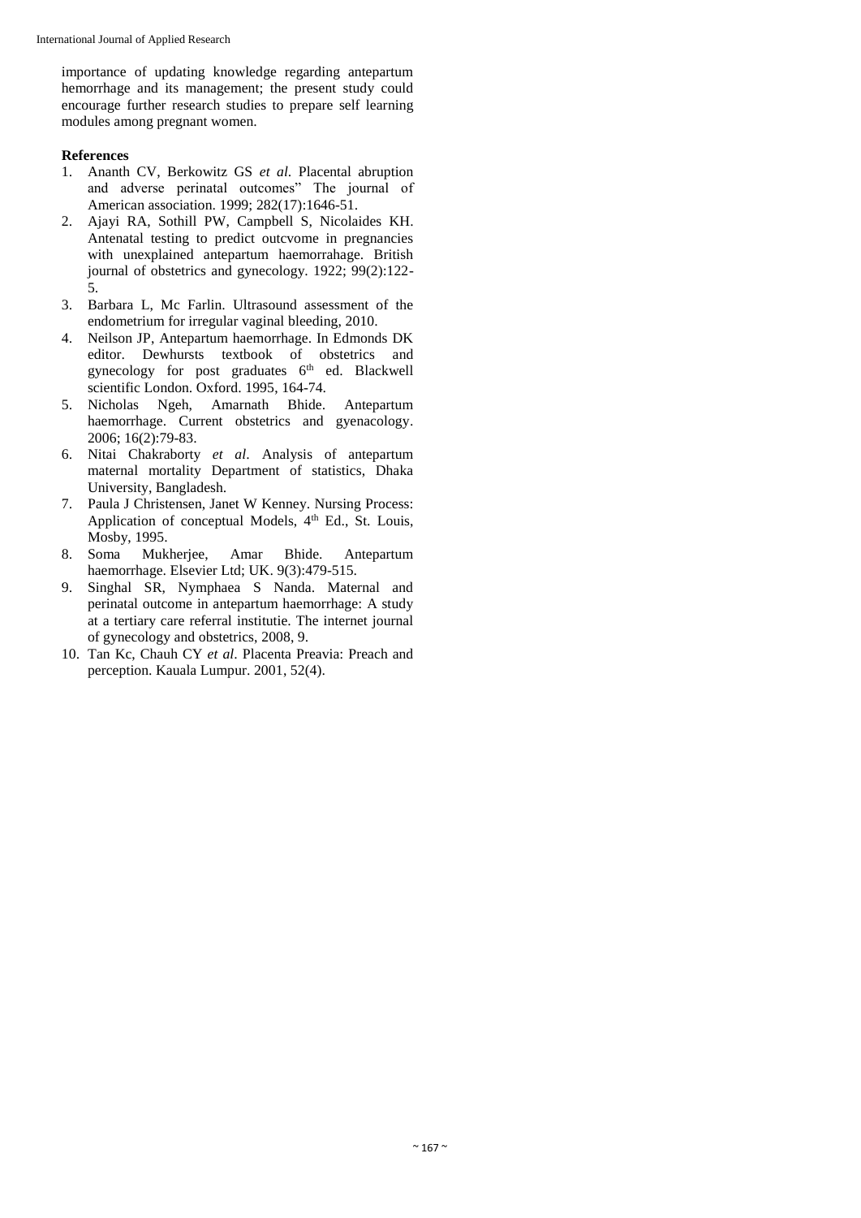importance of updating knowledge regarding antepartum hemorrhage and its management; the present study could encourage further research studies to prepare self learning modules among pregnant women.

**References**

1. Ananth CV, Berkowitz GS *et al.* Placental abruption and adverse perinatal outcomes" The journal of American association. 1999; 282(17):1646-51.
2. Ajayi RA, Sothill PW, Campbell S, Nicolaides KH. Antenatal testing to predict outcvome in pregnancies with unexplained antepartum haemorrahage. British journal of obstetrics and gynecology. 1922; 99(2):122-5.
3. Barbara L, Mc Farlin. Ultrasound assessment of the endometrium for irregular vaginal bleeding, 2010.
4. Neilson JP, Antepartum haemorrhage. In Edmonds DK editor. Dewhursts textbook of obstetrics and gynecology for post graduates 6th ed. Blackwell scientific London. Oxford. 1995, 164-74.
5. Nicholas Ngeh, Amarnath Bhide. Antepartum haemorrhage. Current obstetrics and gyenacology. 2006; 16(2):79-83.
6. Nitai Chakraborty *et al*. Analysis of antepartum maternal mortality Department of statistics, Dhaka University, Bangladesh.
7. Paula J Christensen, Janet W Kenney. Nursing Process: Application of conceptual Models, 4th Ed., St. Louis, Mosby, 1995.
8. Soma Mukherjee, Amar Bhide. Antepartum haemorrhage. Elsevier Ltd; UK. 9(3):479-515.
9. Singhal SR, Nymphaea S Nanda. Maternal and perinatal outcome in antepartum haemorrhage: A study at a tertiary care referral institutie. The internet journal of gynecology and obstetrics, 2008, 9.
10. Tan Kc, Chauh CY *et al*. Placenta Preavia: Preach and perception. Kauala Lumpur. 2001, 52(4).